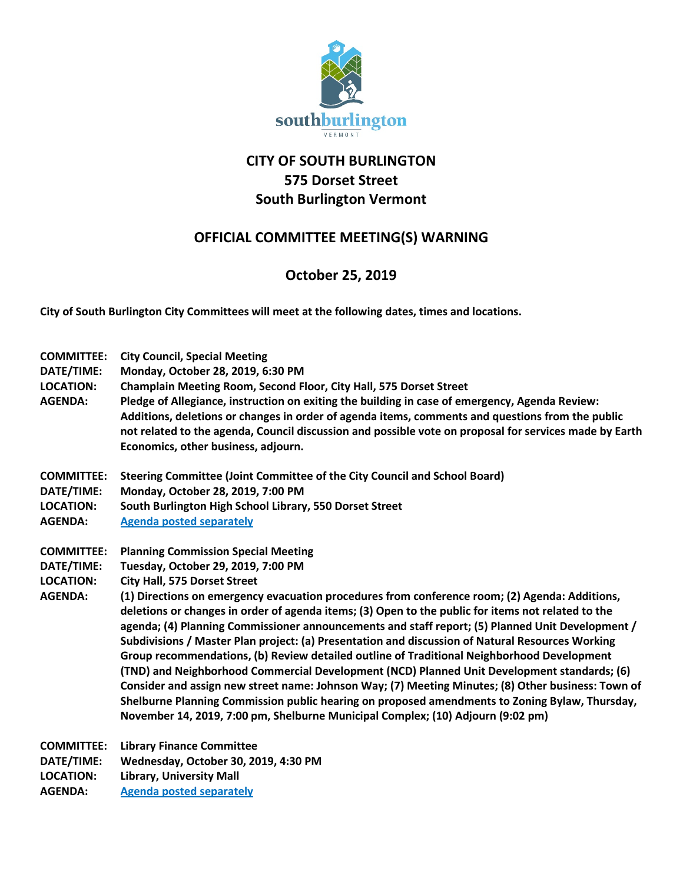southburlington
VERMONT

# CITY OF SOUTH BURLINGTON
## 575 Dorset Street
## South Burlington Vermont

## OFFICIAL COMMITTEE MEETING(S) WARNING

## October 25, 2019

**City of South Burlington City Committees will meet at the following dates, times and locations.**

**COMMITTEE:** **City Council, Special Meeting**
**DATE/TIME:** **Monday, October 28, 2019, 6:30 PM**
**LOCATION:** **Champlain Meeting Room, Second Floor, City Hall, 575 Dorset Street**
**AGENDA:** **Pledge of Allegiance, instruction on exiting the building in case of emergency, Agenda Review: Additions, deletions or changes in order of agenda items, comments and questions from the public not related to the agenda, Council discussion and possible vote on proposal for services made by Earth Economics, other business, adjourn.**

**COMMITTEE:** **Steering Committee (Joint Committee of the City Council and School Board)**
**DATE/TIME:** **Monday, October 28, 2019, 7:00 PM**
**LOCATION:** **South Burlington High School Library, 550 Dorset Street**
**AGENDA:** **Agenda posted separately**

**COMMITTEE:** **Planning Commission Special Meeting**
**DATE/TIME:** **Tuesday, October 29, 2019, 7:00 PM**
**LOCATION:** **City Hall, 575 Dorset Street**
**AGENDA:** **(1) Directions on emergency evacuation procedures from conference room; (2) Agenda: Additions, deletions or changes in order of agenda items; (3) Open to the public for items not related to the agenda; (4) Planning Commissioner announcements and staff report; (5) Planned Unit Development / Subdivisions / Master Plan project: (a) Presentation and discussion of Natural Resources Working Group recommendations, (b) Review detailed outline of Traditional Neighborhood Development (TND) and Neighborhood Commercial Development (NCD) Planned Unit Development standards; (6) Consider and assign new street name: Johnson Way; (7) Meeting Minutes; (8) Other business: Town of Shelburne Planning Commission public hearing on proposed amendments to Zoning Bylaw, Thursday, November 14, 2019, 7:00 pm, Shelburne Municipal Complex; (10) Adjourn (9:02 pm)**

**COMMITTEE:** **Library Finance Committee**
**DATE/TIME:** **Wednesday, October 30, 2019, 4:30 PM**
**LOCATION:** **Library, University Mall**
**AGENDA:** **Agenda posted separately**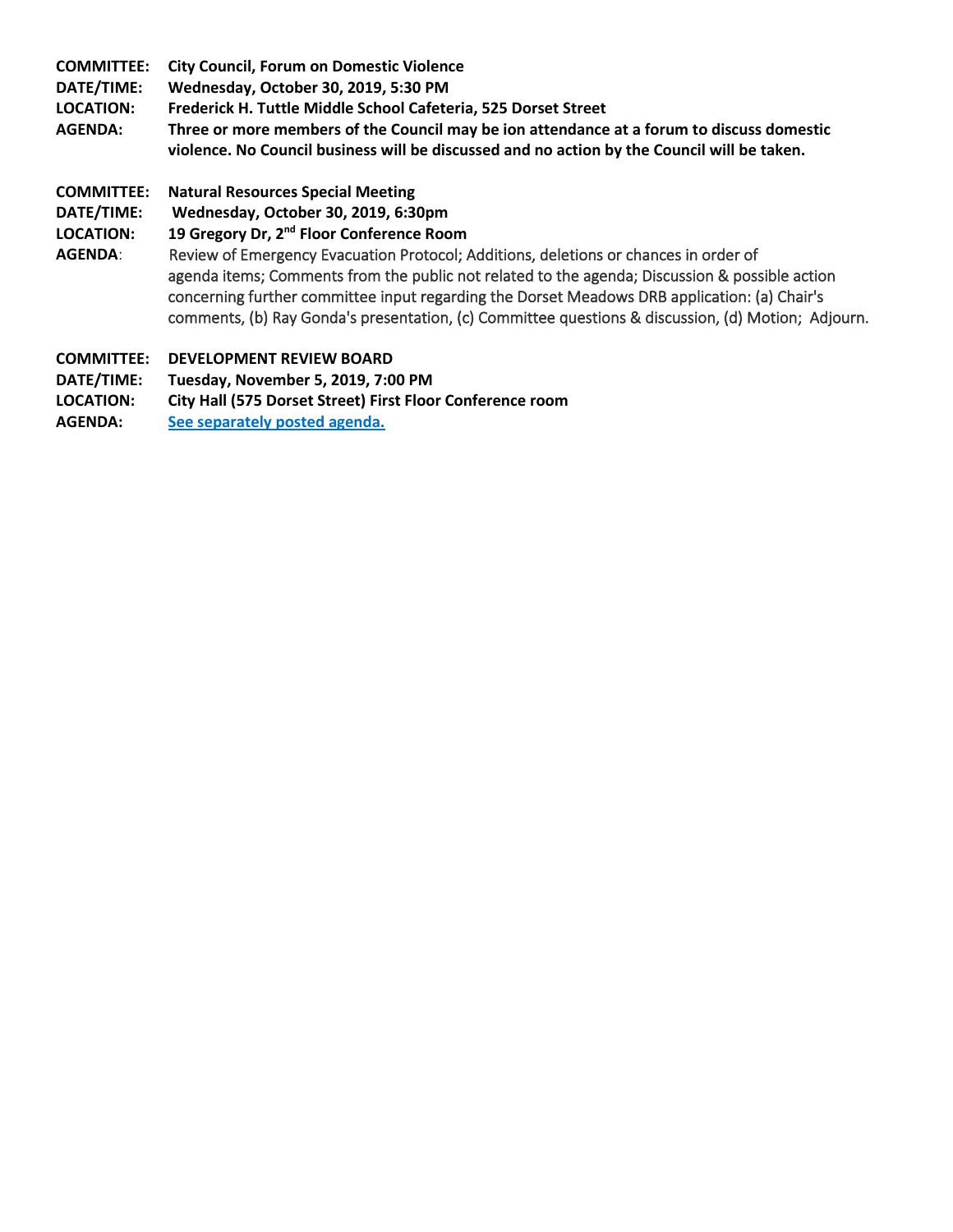**COMMITTEE:** **City Council, Forum on Domestic Violence**
**DATE/TIME:** **Wednesday, October 30, 2019, 5:30 PM**
**LOCATION:** **Frederick H. Tuttle Middle School Cafeteria, 525 Dorset Street**
**AGENDA:** **Three or more members of the Council may be ion attendance at a forum to discuss domestic violence. No Council business will be discussed and no action by the Council will be taken.**

**COMMITTEE:** **Natural Resources Special Meeting**
**DATE/TIME:** **Wednesday, October 30, 2019, 6:30pm**
**LOCATION:** **19 Gregory Dr, 2nd Floor Conference Room**
**AGENDA**: Review of Emergency Evacuation Protocol; Additions, deletions or chances in order of agenda items; Comments from the public not related to the agenda; Discussion & possible action concerning further committee input regarding the Dorset Meadows DRB application: (a) Chair's comments, (b) Ray Gonda's presentation, (c) Committee questions & discussion, (d) Motion; Adjourn.

**COMMITTEE:** **DEVELOPMENT REVIEW BOARD**
**DATE/TIME:** **Tuesday, November 5, 2019, 7:00 PM**
**LOCATION:** **City Hall (575 Dorset Street) First Floor Conference room**
**AGENDA:** **See separately posted agenda.**